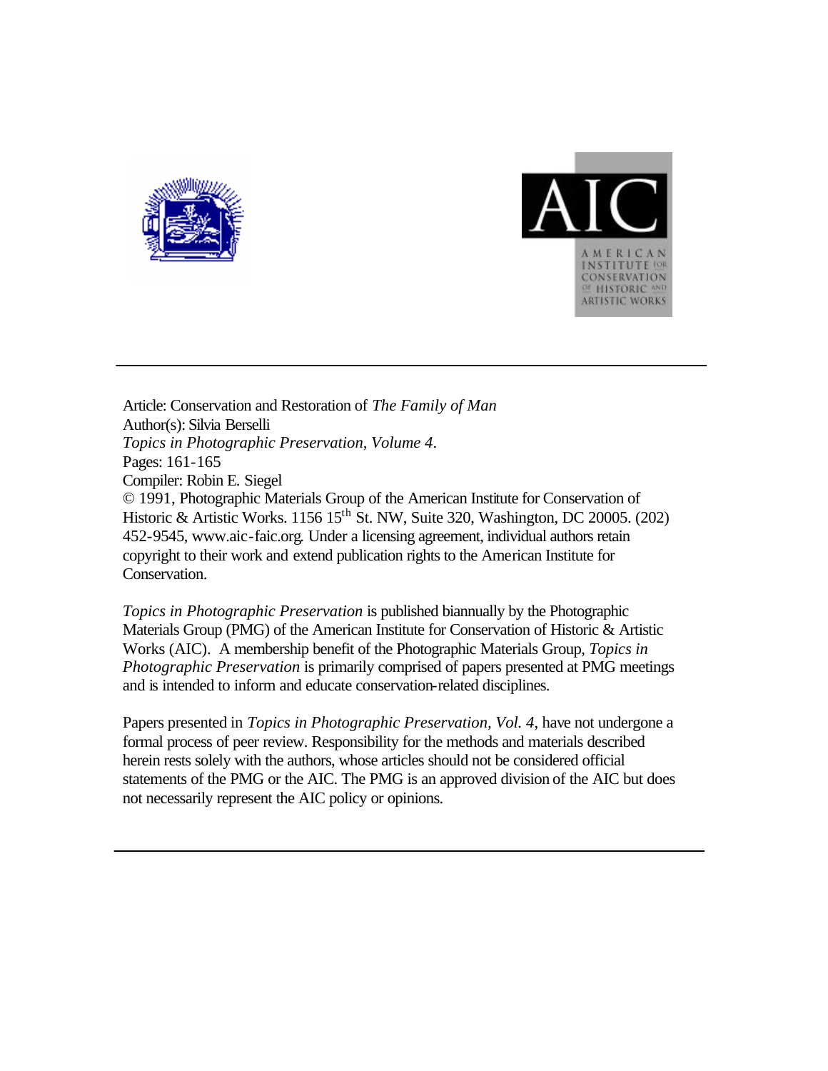Article: Conservation and Restoration of *The Family of Man*
Author(s): Silvia Berselli
*Topics in Photographic Preservation, Volume 4*.
Pages: 161-165
Compiler: Robin E. Siegel
© 1991, Photographic Materials Group of the American Institute for Conservation of Historic & Artistic Works. 1156 15th St. NW, Suite 320, Washington, DC 20005. (202) 452-9545, www.aic-faic.org. Under a licensing agreement, individual authors retain copyright to their work and extend publication rights to the American Institute for Conservation.

*Topics in Photographic Preservation* is published biannually by the Photographic Materials Group (PMG) of the American Institute for Conservation of Historic & Artistic Works (AIC). A membership benefit of the Photographic Materials Group, *Topics in Photographic Preservation* is primarily comprised of papers presented at PMG meetings and is intended to inform and educate conservation-related disciplines.

Papers presented in *Topics in Photographic Preservation, Vol. 4*, have not undergone a formal process of peer review. Responsibility for the methods and materials described herein rests solely with the authors, whose articles should not be considered official statements of the PMG or the AIC. The PMG is an approved division of the AIC but does not necessarily represent the AIC policy or opinions.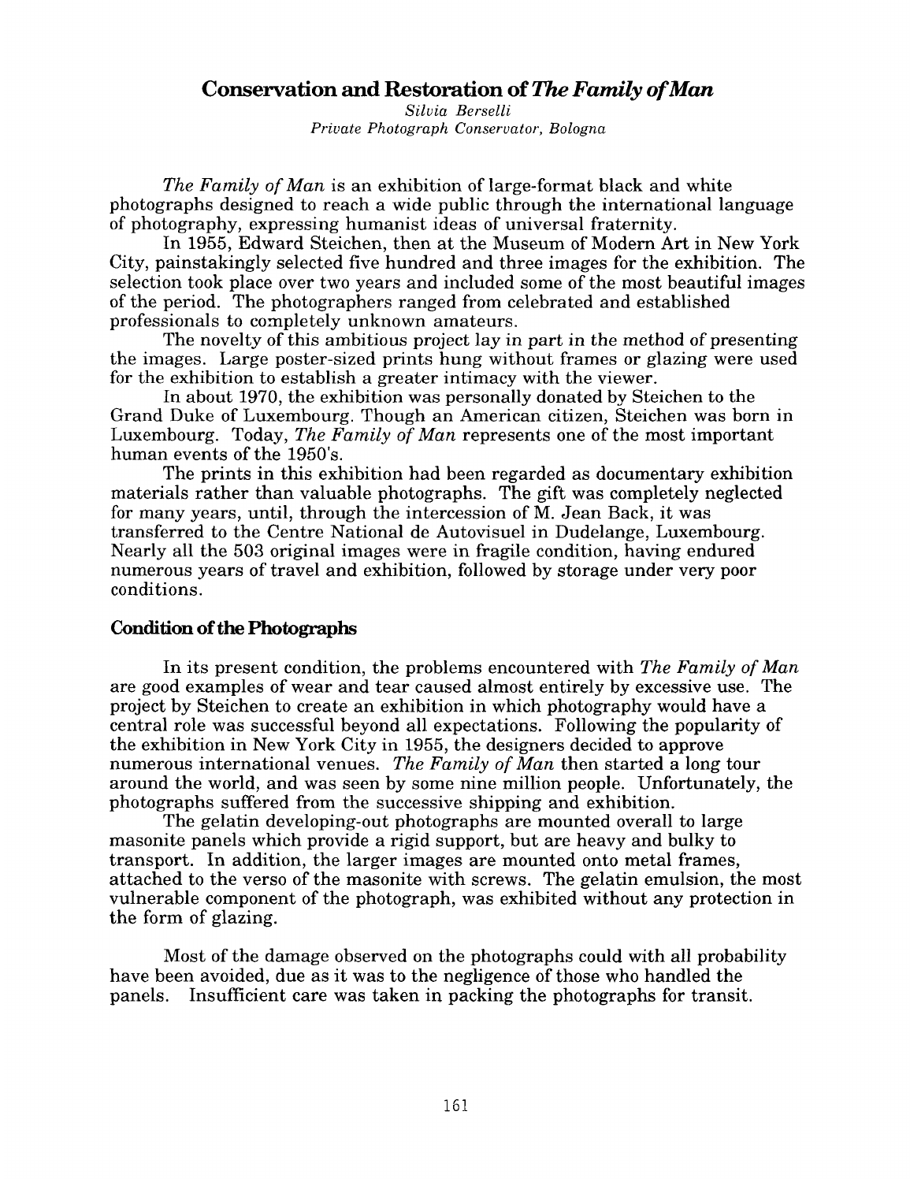# Conservation and Restoration of *The Family of Man*

*Silvia Berselli*
*Private Photograph Conservator, Bologna*

*The Family of Man* is an exhibition of large-format black and white photographs designed to reach a wide public through the international language of photography, expressing humanist ideas of universal fraternity.

In 1955, Edward Steichen, then at the Museum of Modern Art in New York City, painstakingly selected five hundred and three images for the exhibition. The selection took place over two years and included some of the most beautiful images of the period. The photographers ranged from celebrated and established professionals to completely unknown amateurs.

The novelty of this ambitious project lay in part in the method of presenting the images. Large poster-sized prints hung without frames or glazing were used for the exhibition to establish a greater intimacy with the viewer.

In about 1970, the exhibition was personally donated by Steichen to the Grand Duke of Luxembourg. Though an American citizen, Steichen was born in Luxembourg. Today, *The Family of Man* represents one of the most important human events of the 1950's.

The prints in this exhibition had been regarded as documentary exhibition materials rather than valuable photographs. The gift was completely neglected for many years, until, through the intercession of M. Jean Back, it was transferred to the Centre National de Autovisuel in Dudelange, Luxembourg. Nearly all the 503 original images were in fragile condition, having endured numerous years of travel and exhibition, followed by storage under very poor conditions.

## Condition of the Photographs

In its present condition, the problems encountered with *The Family of Man* are good examples of wear and tear caused almost entirely by excessive use. The project by Steichen to create an exhibition in which photography would have a central role was successful beyond all expectations. Following the popularity of the exhibition in New York City in 1955, the designers decided to approve numerous international venues. *The Family of Man* then started a long tour around the world, and was seen by some nine million people. Unfortunately, the photographs suffered from the successive shipping and exhibition.

The gelatin developing-out photographs are mounted overall to large masonite panels which provide a rigid support, but are heavy and bulky to transport. In addition, the larger images are mounted onto metal frames, attached to the verso of the masonite with screws. The gelatin emulsion, the most vulnerable component of the photograph, was exhibited without any protection in the form of glazing.

Most of the damage observed on the photographs could with all probability have been avoided, due as it was to the negligence of those who handled the panels. Insufficient care was taken in packing the photographs for transit.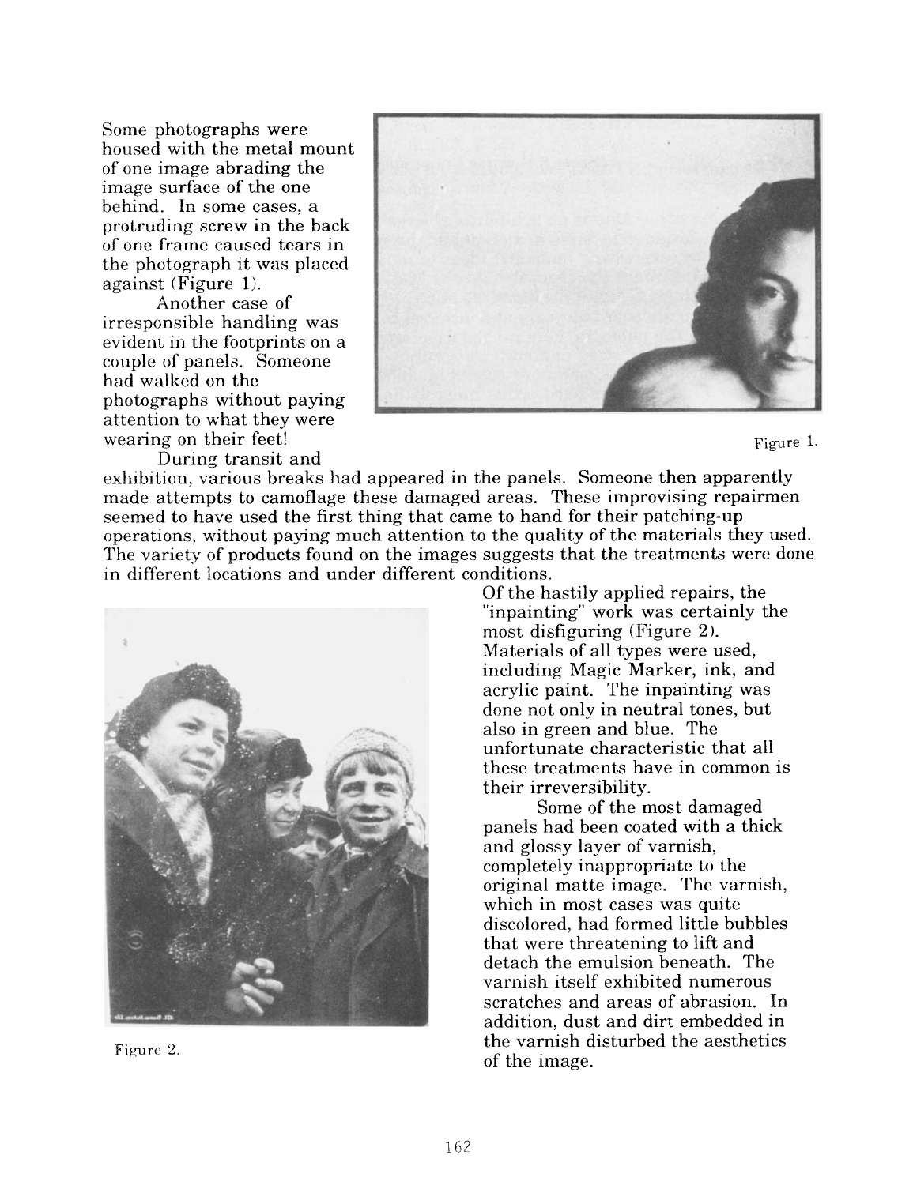Some photographs were housed with the metal mount of one image abrading the image surface of the one behind. In some cases, a protruding screw in the back of one frame caused tears in the photograph it was placed against (Figure 1).

Another case of irresponsible handling was evident in the footprints on a couple of panels. Someone had walked on the photographs without paying attention to what they were wearing on their feet!

Figure 1.

During transit and exhibition, various breaks had appeared in the panels. Someone then apparently made attempts to camoflage these damaged areas. These improvising repairmen seemed to have used the first thing that came to hand for their patching-up operations, without paying much attention to the quality of the materials they used. The variety of products found on the images suggests that the treatments were done in different locations and under different conditions.

Of the hastily applied repairs, the "inpainting" work was certainly the most disfiguring (Figure 2). Materials of all types were used, including Magic Marker, ink, and acrylic paint. The inpainting was done not only in neutral tones, but also in green and blue. The unfortunate characteristic that all these treatments have in common is their irreversibility.

Some of the most damaged panels had been coated with a thick and glossy layer of varnish, completely inappropriate to the original matte image. The varnish, which in most cases was quite discolored, had formed little bubbles that were threatening to lift and detach the emulsion beneath. The varnish itself exhibited numerous scratches and areas of abrasion. In addition, dust and dirt embedded in the varnish disturbed the aesthetics of the image.

Figure 2.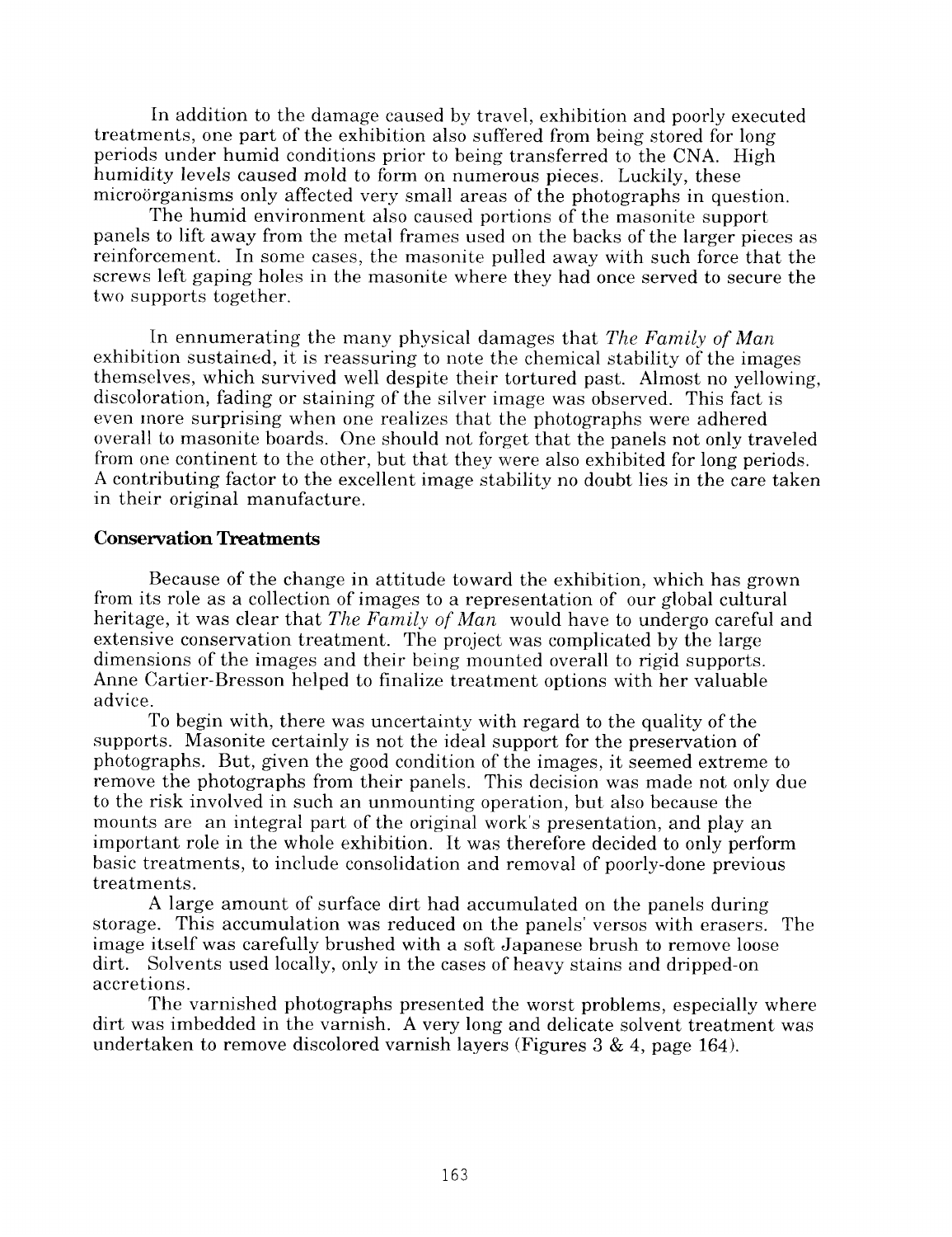In addition to the damage caused by travel, exhibition and poorly executed treatments, one part of the exhibition also suffered from being stored for long periods under humid conditions prior to being transferred to the CNA. High humidity levels caused mold to form on numerous pieces. Luckily, these microörganisms only affected very small areas of the photographs in question.

The humid environment also caused portions of the masonite support panels to lift away from the metal frames used on the backs of the larger pieces as reinforcement. In some cases, the masonite pulled away with such force that the screws left gaping holes in the masonite where they had once served to secure the two supports together.

In ennumerating the many physical damages that *The Family of Man* exhibition sustained, it is reassuring to note the chemical stability of the images themselves, which survived well despite their tortured past. Almost no yellowing, discoloration, fading or staining of the silver image was observed. This fact is even more surprising when one realizes that the photographs were adhered overall to masonite boards. One should not forget that the panels not only traveled from one continent to the other, but that they were also exhibited for long periods. A contributing factor to the excellent image stability no doubt lies in the care taken in their original manufacture.

## Conservation Treatments

Because of the change in attitude toward the exhibition, which has grown from its role as a collection of images to a representation of our global cultural heritage, it was clear that *The Family of Man* would have to undergo careful and extensive conservation treatment. The project was complicated by the large dimensions of the images and their being mounted overall to rigid supports. Anne Cartier-Bresson helped to finalize treatment options with her valuable advice.

To begin with, there was uncertainty with regard to the quality of the supports. Masonite certainly is not the ideal support for the preservation of photographs. But, given the good condition of the images, it seemed extreme to remove the photographs from their panels. This decision was made not only due to the risk involved in such an unmounting operation, but also because the mounts are an integral part of the original work's presentation, and play an important role in the whole exhibition. It was therefore decided to only perform basic treatments, to include consolidation and removal of poorly-done previous treatments.

A large amount of surface dirt had accumulated on the panels during storage. This accumulation was reduced on the panels' versos with erasers. The image itself was carefully brushed with a soft Japanese brush to remove loose dirt. Solvents used locally, only in the cases of heavy stains and dripped-on accretions.

The varnished photographs presented the worst problems, especially where dirt was imbedded in the varnish. A very long and delicate solvent treatment was undertaken to remove discolored varnish layers (Figures 3 & 4, page 164).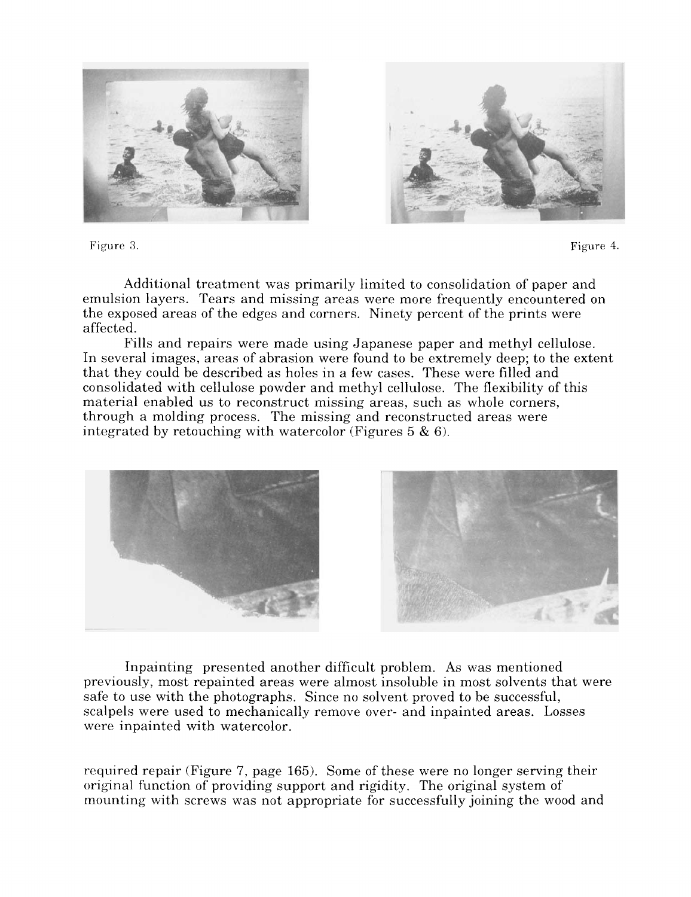Figure 3.

Figure 4.

Additional treatment was primarily limited to consolidation of paper and emulsion layers. Tears and missing areas were more frequently encountered on the exposed areas of the edges and corners. Ninety percent of the prints were affected.

Fills and repairs were made using Japanese paper and methyl cellulose. In several images, areas of abrasion were found to be extremely deep; to the extent that they could be described as holes in a few cases. These were filled and consolidated with cellulose powder and methyl cellulose. The flexibility of this material enabled us to reconstruct missing areas, such as whole corners, through a molding process. The missing and reconstructed areas were integrated by retouching with watercolor (Figures 5 & 6).

Inpainting presented another difficult problem. As was mentioned previously, most repainted areas were almost insoluble in most solvents that were safe to use with the photographs. Since no solvent proved to be successful, scalpels were used to mechanically remove over- and inpainted areas. Losses were inpainted with watercolor.

required repair (Figure 7, page 165). Some of these were no longer serving their original function of providing support and rigidity. The original system of mounting with screws was not appropriate for successfully joining the wood and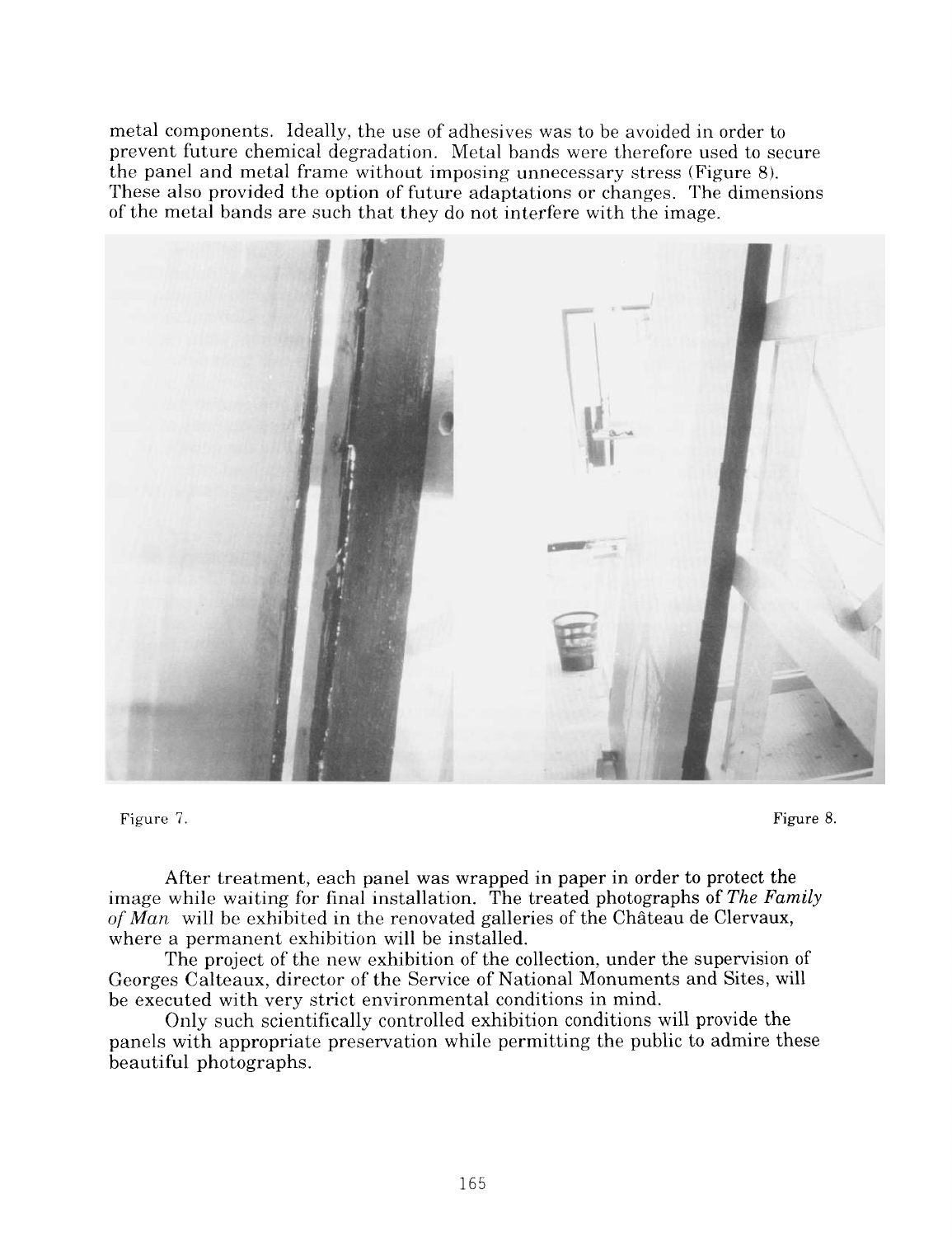metal components. Ideally, the use of adhesives was to be avoided in order to prevent future chemical degradation. Metal bands were therefore used to secure the panel and metal frame without imposing unnecessary stress (Figure 8). These also provided the option of future adaptations or changes. The dimensions of the metal bands are such that they do not interfere with the image.

Figure 7.

Figure 8.

After treatment, each panel was wrapped in paper in order to protect the image while waiting for final installation. The treated photographs of *The Family of Man* will be exhibited in the renovated galleries of the Château de Clervaux, where a permanent exhibition will be installed.

The project of the new exhibition of the collection, under the supervision of Georges Calteaux, director of the Service of National Monuments and Sites, will be executed with very strict environmental conditions in mind.

Only such scientifically controlled exhibition conditions will provide the panels with appropriate preservation while permitting the public to admire these beautiful photographs.